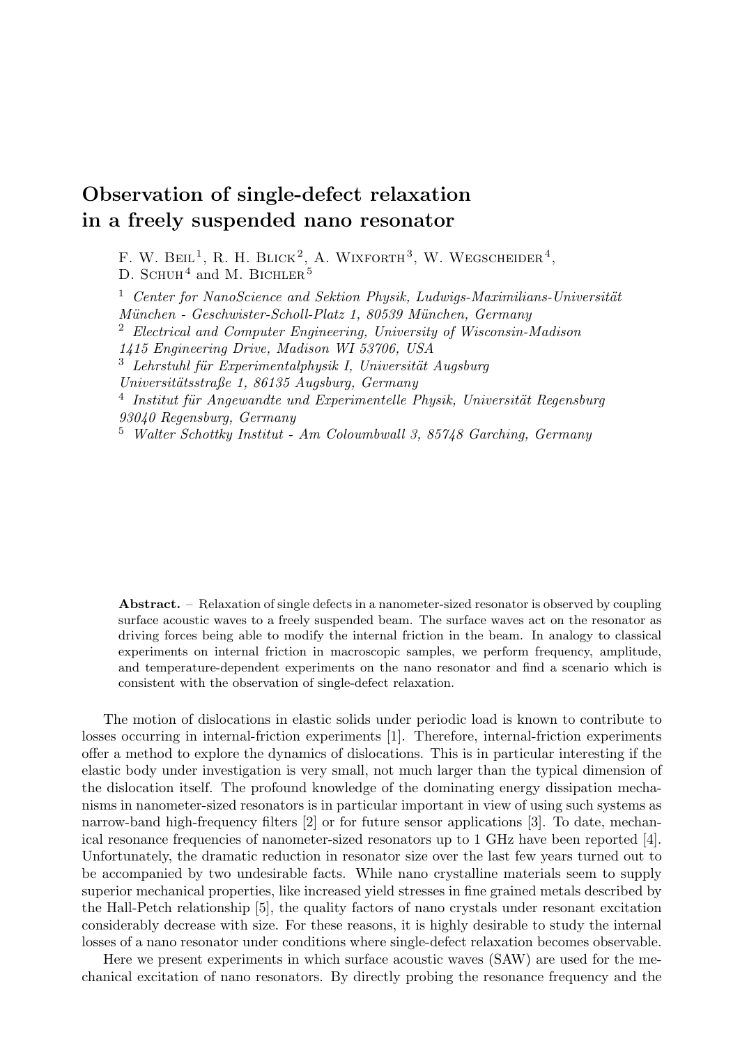# Observation of single-defect relaxation in a freely suspended nano resonator

F. W. Beil[1], R. H. Blick[2], A. Wixforth[3], W. Wegscheider[4], D. Schuh[4] and M. Bichler[5]

[1] *Center for NanoScience and Sektion Physik, Ludwigs-Maximilians-Universität München - Geschwister-Scholl-Platz 1, 80539 München, Germany*
[2] *Electrical and Computer Engineering, University of Wisconsin-Madison 1415 Engineering Drive, Madison WI 53706, USA*
[3] *Lehrstuhl für Experimentalphysik I, Universität Augsburg Universitätsstraße 1, 86135 Augsburg, Germany*
[4] *Institut für Angewandte und Experimentelle Physik, Universität Regensburg 93040 Regensburg, Germany*
[5] *Walter Schottky Institut - Am Coloumbwall 3, 85748 Garching, Germany*

**Abstract.** – Relaxation of single defects in a nanometer-sized resonator is observed by coupling surface acoustic waves to a freely suspended beam. The surface waves act on the resonator as driving forces being able to modify the internal friction in the beam. In analogy to classical experiments on internal friction in macroscopic samples, we perform frequency, amplitude, and temperature-dependent experiments on the nano resonator and find a scenario which is consistent with the observation of single-defect relaxation.

The motion of dislocations in elastic solids under periodic load is known to contribute to losses occurring in internal-friction experiments [1]. Therefore, internal-friction experiments offer a method to explore the dynamics of dislocations. This is in particular interesting if the elastic body under investigation is very small, not much larger than the typical dimension of the dislocation itself. The profound knowledge of the dominating energy dissipation mechanisms in nanometer-sized resonators is in particular important in view of using such systems as narrow-band high-frequency filters [2] or for future sensor applications [3]. To date, mechanical resonance frequencies of nanometer-sized resonators up to 1 GHz have been reported [4]. Unfortunately, the dramatic reduction in resonator size over the last few years turned out to be accompanied by two undesirable facts. While nano crystalline materials seem to supply superior mechanical properties, like increased yield stresses in fine grained metals described by the Hall-Petch relationship [5], the quality factors of nano crystals under resonant excitation considerably decrease with size. For these reasons, it is highly desirable to study the internal losses of a nano resonator under conditions where single-defect relaxation becomes observable.

Here we present experiments in which surface acoustic waves (SAW) are used for the mechanical excitation of nano resonators. By directly probing the resonance frequency and the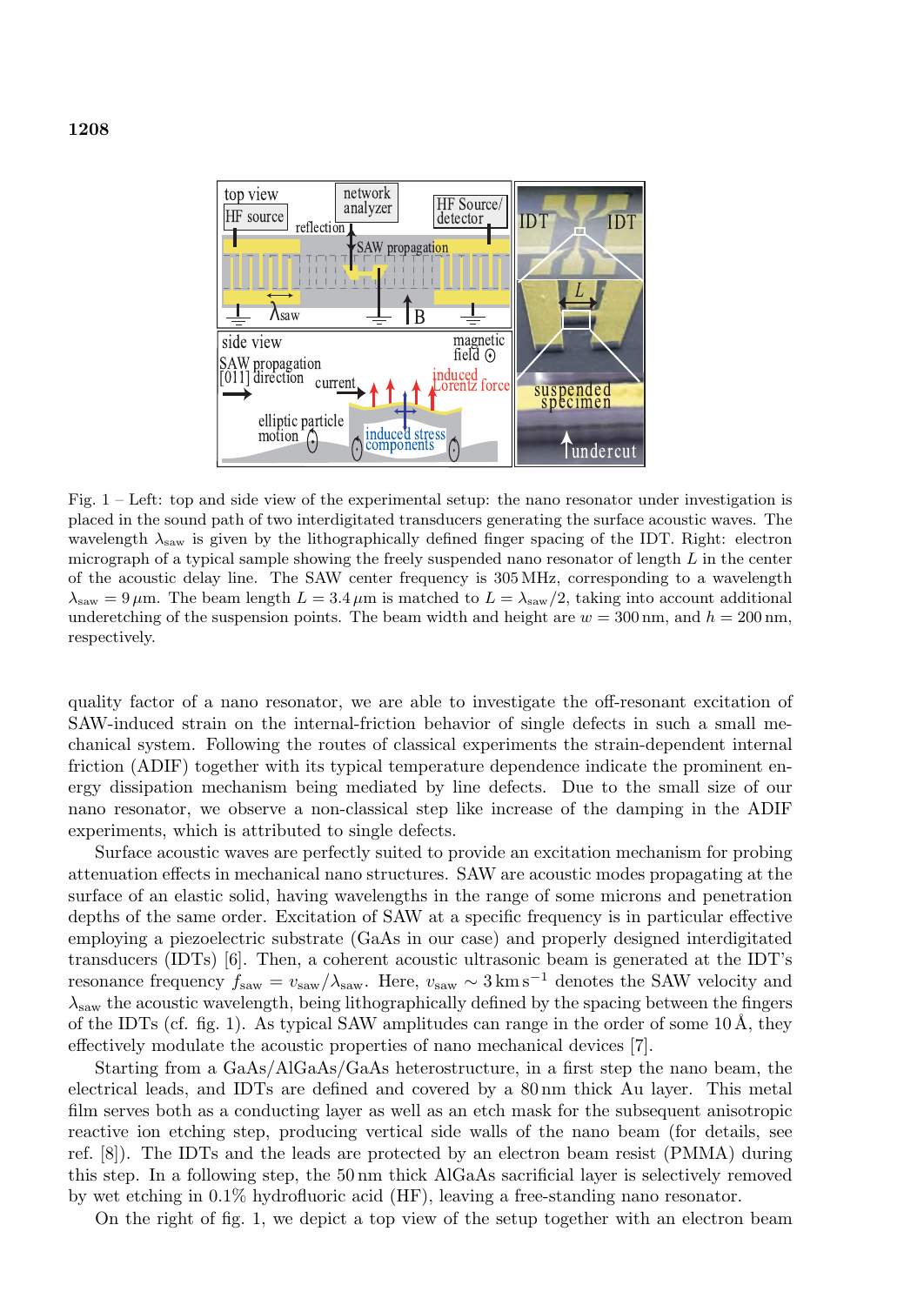Fig. 1 – Left: top and side view of the experimental setup: the nano resonator under investigation is placed in the sound path of two interdigitated transducers generating the surface acoustic waves. The wavelength $\lambda_{\text{saw}}$ is given by the lithographically defined finger spacing of the IDT. Right: electron micrograph of a typical sample showing the freely suspended nano resonator of length $L$ in the center of the acoustic delay line. The SAW center frequency is 305 MHz, corresponding to a wavelength $\lambda_{\text{saw}} = 9\,\mu$m. The beam length $L = 3.4\,\mu$m is matched to $L = \lambda_{\text{saw}}/2$, taking into account additional underetching of the suspension points. The beam width and height are $w = 300$ nm, and $h = 200$ nm, respectively.

quality factor of a nano resonator, we are able to investigate the off-resonant excitation of SAW-induced strain on the internal-friction behavior of single defects in such a small mechanical system. Following the routes of classical experiments the strain-dependent internal friction (ADIF) together with its typical temperature dependence indicate the prominent energy dissipation mechanism being mediated by line defects. Due to the small size of our nano resonator, we observe a non-classical step like increase of the damping in the ADIF experiments, which is attributed to single defects.

Surface acoustic waves are perfectly suited to provide an excitation mechanism for probing attenuation effects in mechanical nano structures. SAW are acoustic modes propagating at the surface of an elastic solid, having wavelengths in the range of some microns and penetration depths of the same order. Excitation of SAW at a specific frequency is in particular effective employing a piezoelectric substrate (GaAs in our case) and properly designed interdigitated transducers (IDTs) [6]. Then, a coherent acoustic ultrasonic beam is generated at the IDT's resonance frequency $f_{\text{saw}} = v_{\text{saw}}/\lambda_{\text{saw}}$. Here, $v_{\text{saw}} \sim 3\,\text{km}\,\text{s}^{-1}$ denotes the SAW velocity and $\lambda_{\text{saw}}$ the acoustic wavelength, being lithographically defined by the spacing between the fingers of the IDTs (cf. fig. 1). As typical SAW amplitudes can range in the order of some 10 Å, they effectively modulate the acoustic properties of nano mechanical devices [7].

Starting from a GaAs/AlGaAs/GaAs heterostructure, in a first step the nano beam, the electrical leads, and IDTs are defined and covered by a 80 nm thick Au layer. This metal film serves both as a conducting layer as well as an etch mask for the subsequent anisotropic reactive ion etching step, producing vertical side walls of the nano beam (for details, see ref. [8]). The IDTs and the leads are protected by an electron beam resist (PMMA) during this step. In a following step, the 50 nm thick AlGaAs sacrificial layer is selectively removed by wet etching in 0.1% hydrofluoric acid (HF), leaving a free-standing nano resonator.

On the right of fig. 1, we depict a top view of the setup together with an electron beam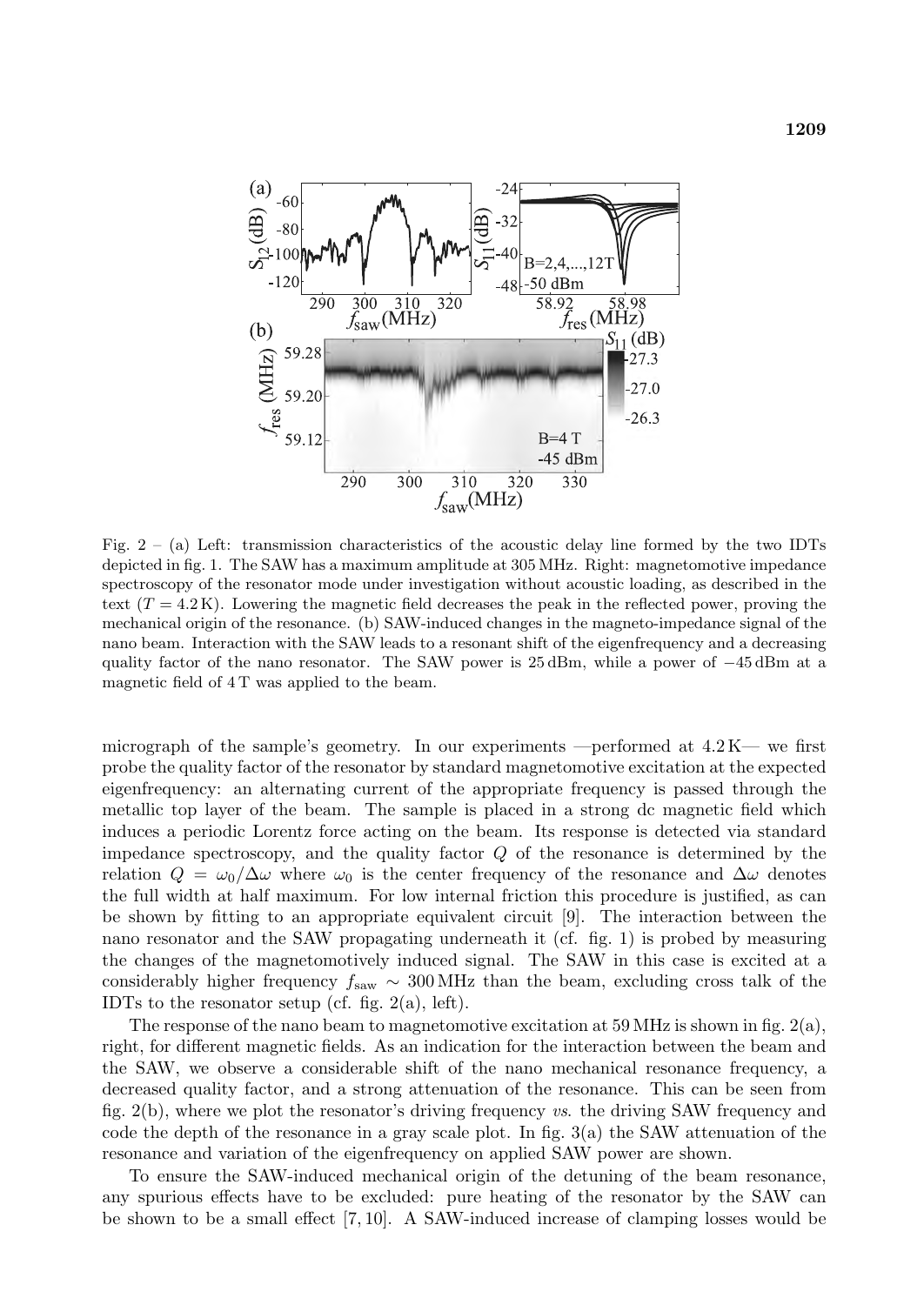Fig. 2 – (a) Left: transmission characteristics of the acoustic delay line formed by the two IDTs depicted in fig. 1. The SAW has a maximum amplitude at 305 MHz. Right: magnetomotive impedance spectroscopy of the resonator mode under investigation without acoustic loading, as described in the text ($T = 4.2$ K). Lowering the magnetic field decreases the peak in the reflected power, proving the mechanical origin of the resonance. (b) SAW-induced changes in the magneto-impedance signal of the nano beam. Interaction with the SAW leads to a resonant shift of the eigenfrequency and a decreasing quality factor of the nano resonator. The SAW power is 25 dBm, while a power of −45 dBm at a magnetic field of 4 T was applied to the beam.

micrograph of the sample's geometry. In our experiments —performed at 4.2 K— we first probe the quality factor of the resonator by standard magnetomotive excitation at the expected eigenfrequency: an alternating current of the appropriate frequency is passed through the metallic top layer of the beam. The sample is placed in a strong dc magnetic field which induces a periodic Lorentz force acting on the beam. Its response is detected via standard impedance spectroscopy, and the quality factor $Q$ of the resonance is determined by the relation $Q = \omega_0/\Delta\omega$ where $\omega_0$ is the center frequency of the resonance and $\Delta\omega$ denotes the full width at half maximum. For low internal friction this procedure is justified, as can be shown by fitting to an appropriate equivalent circuit [9]. The interaction between the nano resonator and the SAW propagating underneath it (cf. fig. 1) is probed by measuring the changes of the magnetomotively induced signal. The SAW in this case is excited at a considerably higher frequency $f_{\text{saw}} \sim 300$ MHz than the beam, excluding cross talk of the IDTs to the resonator setup (cf. fig. 2(a), left).

The response of the nano beam to magnetomotive excitation at 59 MHz is shown in fig. 2(a), right, for different magnetic fields. As an indication for the interaction between the beam and the SAW, we observe a considerable shift of the nano mechanical resonance frequency, a decreased quality factor, and a strong attenuation of the resonance. This can be seen from fig. 2(b), where we plot the resonator's driving frequency *vs.* the driving SAW frequency and code the depth of the resonance in a gray scale plot. In fig. 3(a) the SAW attenuation of the resonance and variation of the eigenfrequency on applied SAW power are shown.

To ensure the SAW-induced mechanical origin of the detuning of the beam resonance, any spurious effects have to be excluded: pure heating of the resonator by the SAW can be shown to be a small effect [7, 10]. A SAW-induced increase of clamping losses would be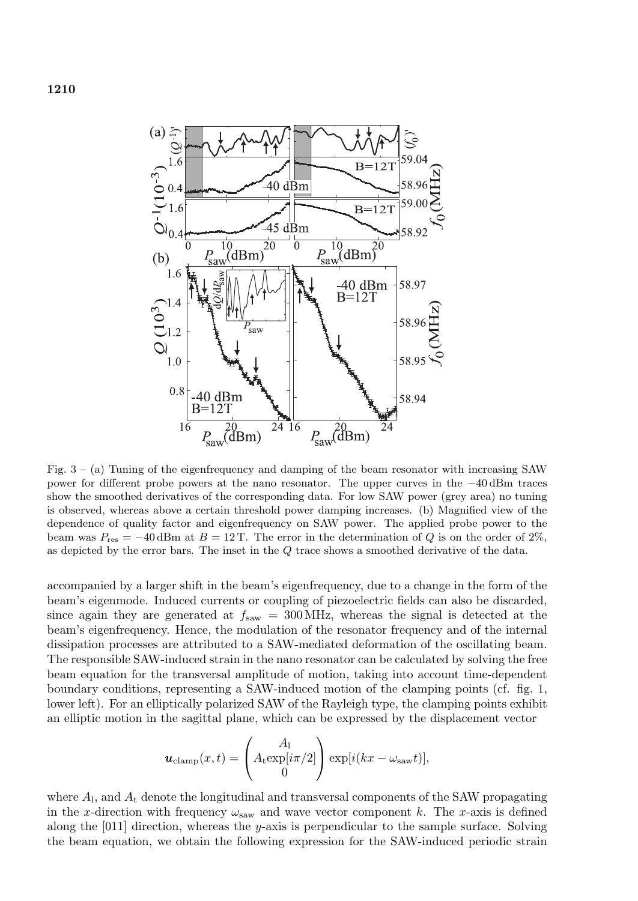Fig. 3 – (a) Tuning of the eigenfrequency and damping of the beam resonator with increasing SAW power for different probe powers at the nano resonator. The upper curves in the −40 dBm traces show the smoothed derivatives of the corresponding data. For low SAW power (grey area) no tuning is observed, whereas above a certain threshold power damping increases. (b) Magnified view of the dependence of quality factor and eigenfrequency on SAW power. The applied probe power to the beam was $P_{\rm res} = -40\,{\rm dBm}$ at $B = 12\,{\rm T}$. The error in the determination of $Q$ is on the order of 2%, as depicted by the error bars. The inset in the $Q$ trace shows a smoothed derivative of the data.

accompanied by a larger shift in the beam's eigenfrequency, due to a change in the form of the beam's eigenmode. Induced currents or coupling of piezoelectric fields can also be discarded, since again they are generated at $f_{\rm saw} = 300\,{\rm MHz}$, whereas the signal is detected at the beam's eigenfrequency. Hence, the modulation of the resonator frequency and of the internal dissipation processes are attributed to a SAW-mediated deformation of the oscillating beam. The responsible SAW-induced strain in the nano resonator can be calculated by solving the free beam equation for the transversal amplitude of motion, taking into account time-dependent boundary conditions, representing a SAW-induced motion of the clamping points (cf. fig. 1, lower left). For an elliptically polarized SAW of the Rayleigh type, the clamping points exhibit an elliptic motion in the sagittal plane, which can be expressed by the displacement vector

$$\boldsymbol{u}_{\rm clamp}(x,t) = \begin{pmatrix} A_{\rm l} \\ A_{\rm t}\exp[i\pi/2] \\ 0 \end{pmatrix} \exp[i(kx - \omega_{\rm saw}t)],$$

where $A_{\rm l}$, and $A_{\rm t}$ denote the longitudinal and transversal components of the SAW propagating in the $x$-direction with frequency $\omega_{\rm saw}$ and wave vector component $k$. The $x$-axis is defined along the [011] direction, whereas the $y$-axis is perpendicular to the sample surface. Solving the beam equation, we obtain the following expression for the SAW-induced periodic strain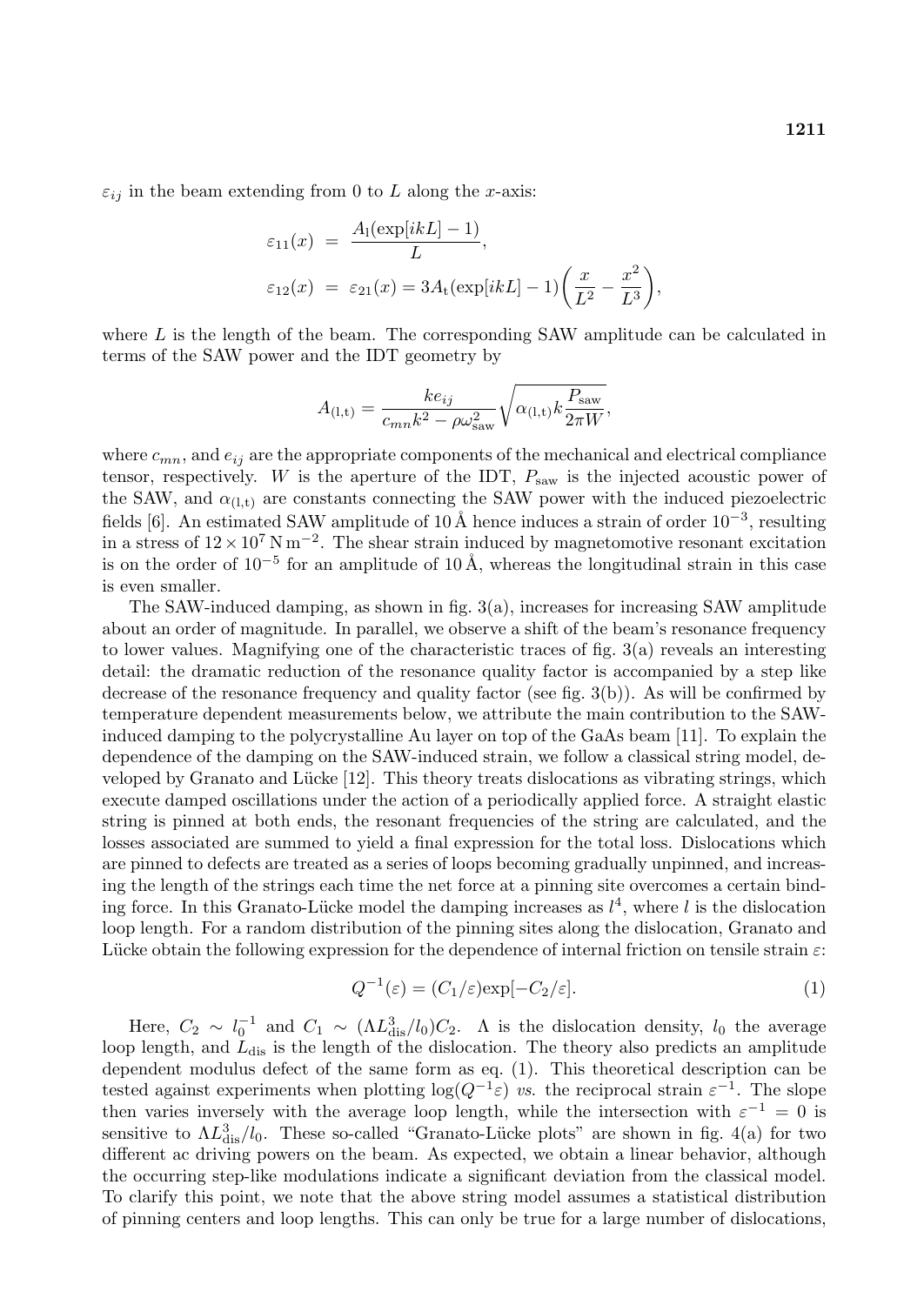$\varepsilon_{ij}$ in the beam extending from 0 to $L$ along the $x$-axis:

$$\begin{aligned}
\varepsilon_{11}(x) &= \frac{A_{\mathrm{l}}(\exp[ikL]-1)}{L}, \\
\varepsilon_{12}(x) &= \varepsilon_{21}(x) = 3A_{\mathrm{t}}(\exp[ikL]-1)\left(\frac{x}{L^2}-\frac{x^2}{L^3}\right),
\end{aligned}$$

where $L$ is the length of the beam. The corresponding SAW amplitude can be calculated in terms of the SAW power and the IDT geometry by

$$A_{(\mathrm{l,t})} = \frac{ke_{ij}}{c_{mn}k^2-\rho\omega_{\mathrm{saw}}^2}\sqrt{\alpha_{(\mathrm{l,t})}k\frac{P_{\mathrm{saw}}}{2\pi W}},$$

where $c_{mn}$, and $e_{ij}$ are the appropriate components of the mechanical and electrical compliance tensor, respectively. $W$ is the aperture of the IDT, $P_{\mathrm{saw}}$ is the injected acoustic power of the SAW, and $\alpha_{(\mathrm{l,t})}$ are constants connecting the SAW power with the induced piezoelectric fields [6]. An estimated SAW amplitude of 10 Å hence induces a strain of order $10^{-3}$, resulting in a stress of $12\times10^{7}\,\mathrm{N\,m^{-2}}$. The shear strain induced by magnetomotive resonant excitation is on the order of $10^{-5}$ for an amplitude of 10 Å, whereas the longitudinal strain in this case is even smaller.

The SAW-induced damping, as shown in fig. 3(a), increases for increasing SAW amplitude about an order of magnitude. In parallel, we observe a shift of the beam's resonance frequency to lower values. Magnifying one of the characteristic traces of fig. 3(a) reveals an interesting detail: the dramatic reduction of the resonance quality factor is accompanied by a step like decrease of the resonance frequency and quality factor (see fig. 3(b)). As will be confirmed by temperature dependent measurements below, we attribute the main contribution to the SAW-induced damping to the polycrystalline Au layer on top of the GaAs beam [11]. To explain the dependence of the damping on the SAW-induced strain, we follow a classical string model, developed by Granato and Lücke [12]. This theory treats dislocations as vibrating strings, which execute damped oscillations under the action of a periodically applied force. A straight elastic string is pinned at both ends, the resonant frequencies of the string are calculated, and the losses associated are summed to yield a final expression for the total loss. Dislocations which are pinned to defects are treated as a series of loops becoming gradually unpinned, and increasing the length of the strings each time the net force at a pinning site overcomes a certain binding force. In this Granato-Lücke model the damping increases as $l^4$, where $l$ is the dislocation loop length. For a random distribution of the pinning sites along the dislocation, Granato and Lücke obtain the following expression for the dependence of internal friction on tensile strain $\varepsilon$:

$$Q^{-1}(\varepsilon) = (C_1/\varepsilon)\exp[-C_2/\varepsilon]. \tag{1}$$

Here, $C_2 \sim l_0^{-1}$ and $C_1 \sim (\Lambda L_{\mathrm{dis}}^3/l_0)C_2$. $\Lambda$ is the dislocation density, $l_0$ the average loop length, and $L_{\mathrm{dis}}$ is the length of the dislocation. The theory also predicts an amplitude dependent modulus defect of the same form as eq. (1). This theoretical description can be tested against experiments when plotting $\log(Q^{-1}\varepsilon)$ *vs.* the reciprocal strain $\varepsilon^{-1}$. The slope then varies inversely with the average loop length, while the intersection with $\varepsilon^{-1}=0$ is sensitive to $\Lambda L_{\mathrm{dis}}^3/l_0$. These so-called "Granato-Lücke plots" are shown in fig. 4(a) for two different ac driving powers on the beam. As expected, we obtain a linear behavior, although the occurring step-like modulations indicate a significant deviation from the classical model. To clarify this point, we note that the above string model assumes a statistical distribution of pinning centers and loop lengths. This can only be true for a large number of dislocations,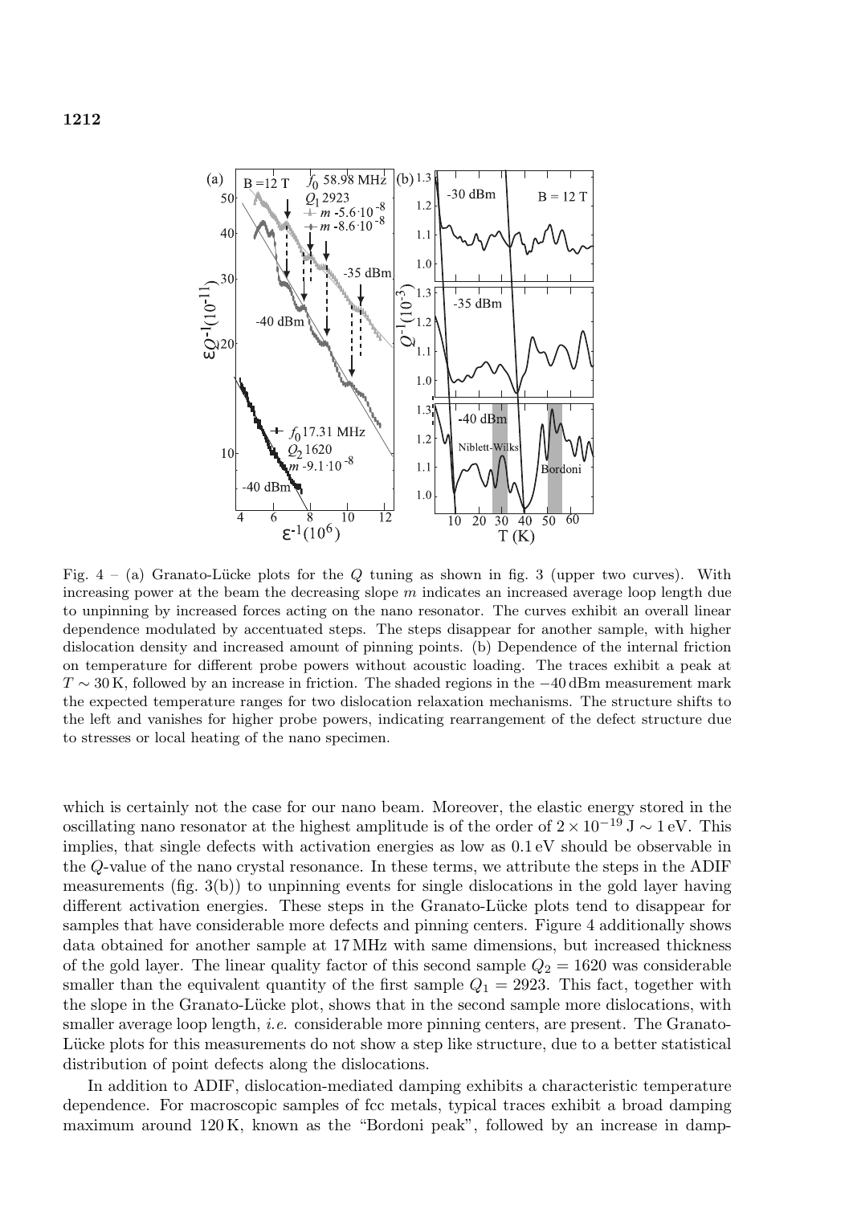Fig. 4 – (a) Granato-Lücke plots for the $Q$ tuning as shown in fig. 3 (upper two curves). With increasing power at the beam the decreasing slope $m$ indicates an increased average loop length due to unpinning by increased forces acting on the nano resonator. The curves exhibit an overall linear dependence modulated by accentuated steps. The steps disappear for another sample, with higher dislocation density and increased amount of pinning points. (b) Dependence of the internal friction on temperature for different probe powers without acoustic loading. The traces exhibit a peak at $T \sim 30\,\mathrm{K}$, followed by an increase in friction. The shaded regions in the $-40\,\mathrm{dBm}$ measurement mark the expected temperature ranges for two dislocation relaxation mechanisms. The structure shifts to the left and vanishes for higher probe powers, indicating rearrangement of the defect structure due to stresses or local heating of the nano specimen.

which is certainly not the case for our nano beam. Moreover, the elastic energy stored in the oscillating nano resonator at the highest amplitude is of the order of $2 \times 10^{-19}\,\mathrm{J} \sim 1\,\mathrm{eV}$. This implies, that single defects with activation energies as low as $0.1\,\mathrm{eV}$ should be observable in the $Q$-value of the nano crystal resonance. In these terms, we attribute the steps in the ADIF measurements (fig. 3(b)) to unpinning events for single dislocations in the gold layer having different activation energies. These steps in the Granato-Lücke plots tend to disappear for samples that have considerable more defects and pinning centers. Figure 4 additionally shows data obtained for another sample at 17 MHz with same dimensions, but increased thickness of the gold layer. The linear quality factor of this second sample $Q_2 = 1620$ was considerable smaller than the equivalent quantity of the first sample $Q_1 = 2923$. This fact, together with the slope in the Granato-Lücke plot, shows that in the second sample more dislocations, with smaller average loop length, *i.e.* considerable more pinning centers, are present. The Granato-Lücke plots for this measurements do not show a step like structure, due to a better statistical distribution of point defects along the dislocations.

In addition to ADIF, dislocation-mediated damping exhibits a characteristic temperature dependence. For macroscopic samples of fcc metals, typical traces exhibit a broad damping maximum around 120 K, known as the "Bordoni peak", followed by an increase in damp-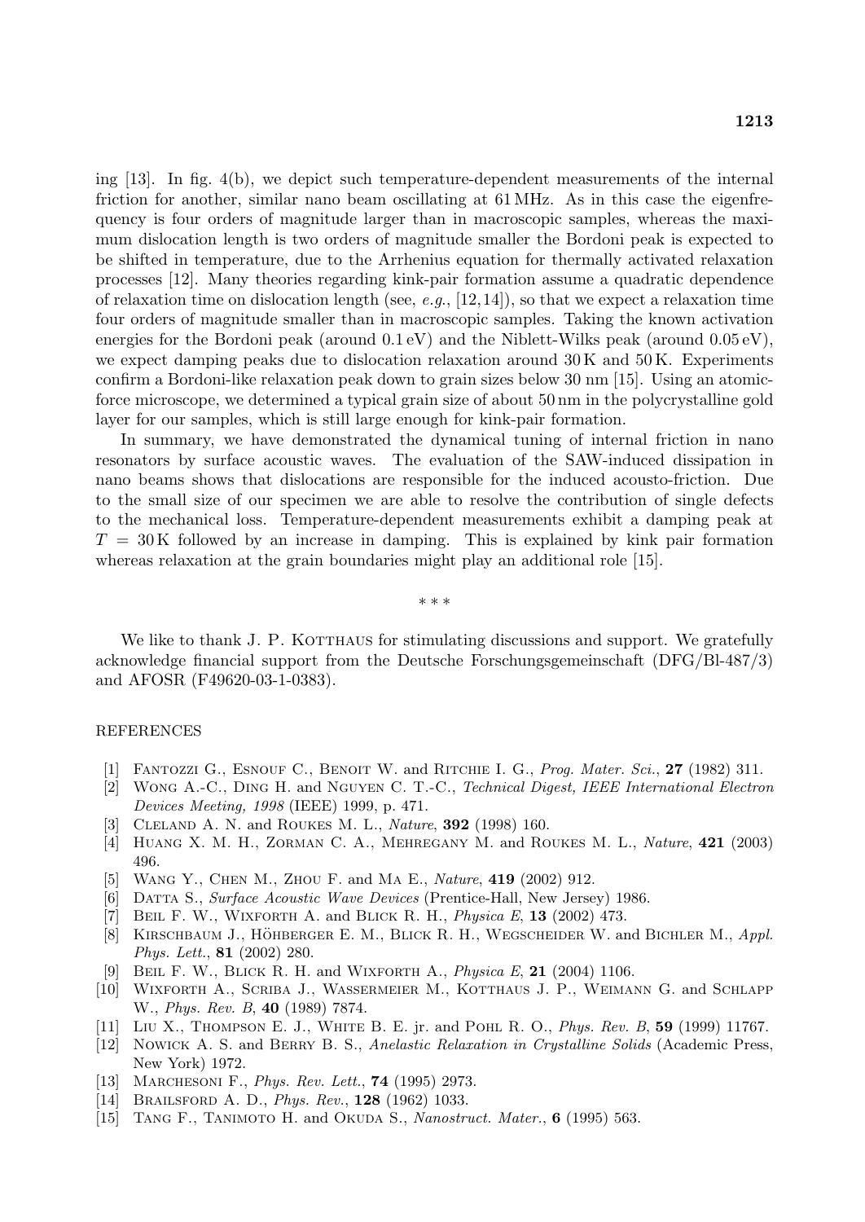ing [13]. In fig. 4(b), we depict such temperature-dependent measurements of the internal friction for another, similar nano beam oscillating at 61 MHz. As in this case the eigenfrequency is four orders of magnitude larger than in macroscopic samples, whereas the maximum dislocation length is two orders of magnitude smaller the Bordoni peak is expected to be shifted in temperature, due to the Arrhenius equation for thermally activated relaxation processes [12]. Many theories regarding kink-pair formation assume a quadratic dependence of relaxation time on dislocation length (see, *e.g.*, [12,14]), so that we expect a relaxation time four orders of magnitude smaller than in macroscopic samples. Taking the known activation energies for the Bordoni peak (around 0.1 eV) and the Niblett-Wilks peak (around 0.05 eV), we expect damping peaks due to dislocation relaxation around 30 K and 50 K. Experiments confirm a Bordoni-like relaxation peak down to grain sizes below 30 nm [15]. Using an atomic-force microscope, we determined a typical grain size of about 50 nm in the polycrystalline gold layer for our samples, which is still large enough for kink-pair formation.

In summary, we have demonstrated the dynamical tuning of internal friction in nano resonators by surface acoustic waves. The evaluation of the SAW-induced dissipation in nano beams shows that dislocations are responsible for the induced acousto-friction. Due to the small size of our specimen we are able to resolve the contribution of single defects to the mechanical loss. Temperature-dependent measurements exhibit a damping peak at $T = 30\,\text{K}$ followed by an increase in damping. This is explained by kink pair formation whereas relaxation at the grain boundaries might play an additional role [15].

\* \* \*

We like to thank J. P. Kotthaus for stimulating discussions and support. We gratefully acknowledge financial support from the Deutsche Forschungsgemeinschaft (DFG/Bl-487/3) and AFOSR (F49620-03-1-0383).

## REFERENCES

[1] Fantozzi G., Esnouf C., Benoit W. and Ritchie I. G., *Prog. Mater. Sci.*, **27** (1982) 311.

[2] Wong A.-C., Ding H. and Nguyen C. T.-C., *Technical Digest, IEEE International Electron Devices Meeting, 1998* (IEEE) 1999, p. 471.

[3] Cleland A. N. and Roukes M. L., *Nature*, **392** (1998) 160.

[4] Huang X. M. H., Zorman C. A., Mehregany M. and Roukes M. L., *Nature*, **421** (2003) 496.

[5] Wang Y., Chen M., Zhou F. and Ma E., *Nature*, **419** (2002) 912.

[6] Datta S., *Surface Acoustic Wave Devices* (Prentice-Hall, New Jersey) 1986.

[7] Beil F. W., Wixforth A. and Blick R. H., *Physica E*, **13** (2002) 473.

[8] Kirschbaum J., Höhberger E. M., Blick R. H., Wegscheider W. and Bichler M., *Appl. Phys. Lett.*, **81** (2002) 280.

[9] Beil F. W., Blick R. H. and Wixforth A., *Physica E*, **21** (2004) 1106.

[10] Wixforth A., Scriba J., Wassermeier M., Kotthaus J. P., Weimann G. and Schlapp W., *Phys. Rev. B*, **40** (1989) 7874.

[11] Liu X., Thompson E. J., White B. E. jr. and Pohl R. O., *Phys. Rev. B*, **59** (1999) 11767.

[12] Nowick A. S. and Berry B. S., *Anelastic Relaxation in Crystalline Solids* (Academic Press, New York) 1972.

[13] Marchesoni F., *Phys. Rev. Lett.*, **74** (1995) 2973.

[14] Brailsford A. D., *Phys. Rev.*, **128** (1962) 1033.

[15] Tang F., Tanimoto H. and Okuda S., *Nanostruct. Mater.*, **6** (1995) 563.